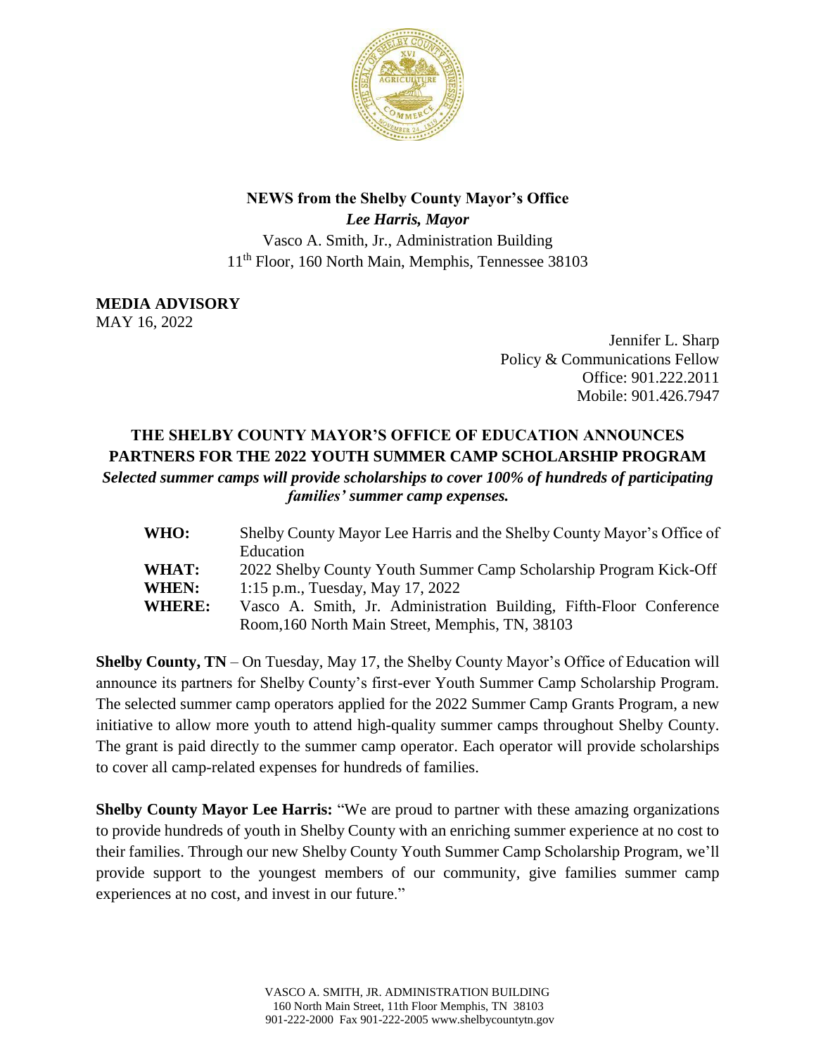**NEWS from the Shelby County Mayor's Office**
***Lee Harris, Mayor***
Vasco A. Smith, Jr., Administration Building
11th Floor, 160 North Main, Memphis, Tennessee 38103

**MEDIA ADVISORY**
MAY 16, 2022

Jennifer L. Sharp
Policy & Communications Fellow
Office: 901.222.2011
Mobile: 901.426.7947

## THE SHELBY COUNTY MAYOR'S OFFICE OF EDUCATION ANNOUNCES PARTNERS FOR THE 2022 YOUTH SUMMER CAMP SCHOLARSHIP PROGRAM

***Selected summer camps will provide scholarships to cover 100% of hundreds of participating families' summer camp expenses.***

| | |
|---|---|
| **WHO:** | Shelby County Mayor Lee Harris and the Shelby County Mayor's Office of Education |
| **WHAT:** | 2022 Shelby County Youth Summer Camp Scholarship Program Kick-Off |
| **WHEN:** | 1:15 p.m., Tuesday, May 17, 2022 |
| **WHERE:** | Vasco A. Smith, Jr. Administration Building, Fifth-Floor Conference Room,160 North Main Street, Memphis, TN, 38103 |

**Shelby County, TN** – On Tuesday, May 17, the Shelby County Mayor's Office of Education will announce its partners for Shelby County's first-ever Youth Summer Camp Scholarship Program. The selected summer camp operators applied for the 2022 Summer Camp Grants Program, a new initiative to allow more youth to attend high-quality summer camps throughout Shelby County. The grant is paid directly to the summer camp operator. Each operator will provide scholarships to cover all camp-related expenses for hundreds of families.

**Shelby County Mayor Lee Harris:** "We are proud to partner with these amazing organizations to provide hundreds of youth in Shelby County with an enriching summer experience at no cost to their families. Through our new Shelby County Youth Summer Camp Scholarship Program, we'll provide support to the youngest members of our community, give families summer camp experiences at no cost, and invest in our future."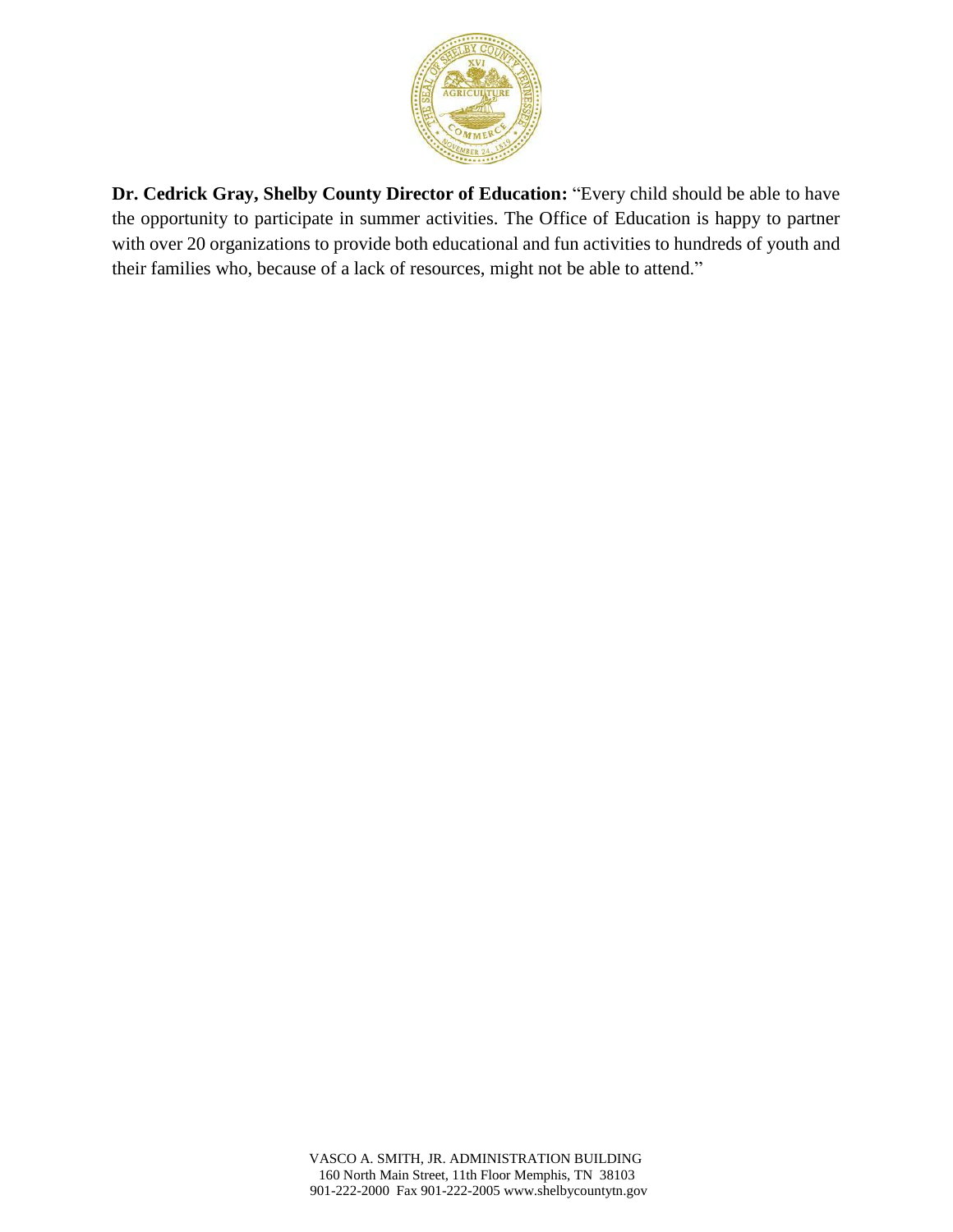**Dr. Cedrick Gray, Shelby County Director of Education:** "Every child should be able to have the opportunity to participate in summer activities. The Office of Education is happy to partner with over 20 organizations to provide both educational and fun activities to hundreds of youth and their families who, because of a lack of resources, might not be able to attend."